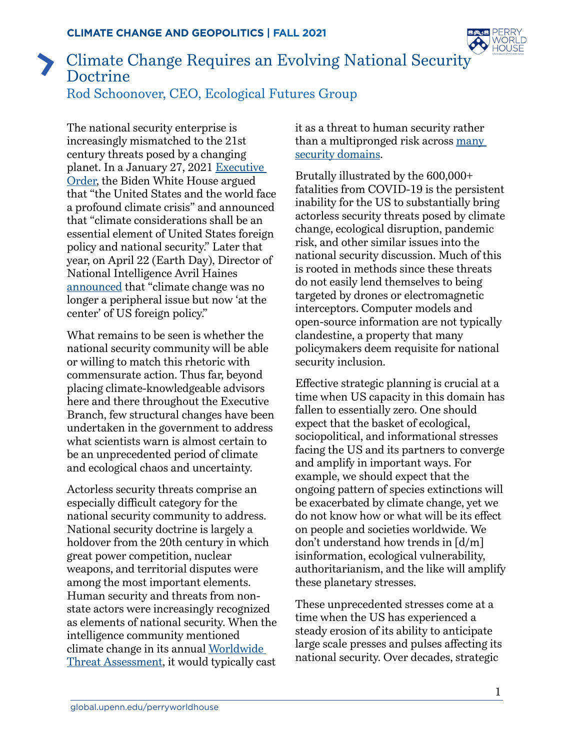# Climate Change Requires an Evolving National Security Doctrine

Rod Schoonover, CEO, Ecological Futures Group

The national security enterprise is increasingly mismatched to the 21st century threats posed by a changing planet. In a January 27, 2021 Executive Order, the Biden White House argued that "the United States and the world face a profound climate crisis" and announced that "climate considerations shall be an essential element of United States foreign policy and national security." Later that year, on April 22 (Earth Day), Director of National Intelligence Avril Haines announced that "climate change was no longer a peripheral issue but now 'at the center' of US foreign policy."

What remains to be seen is whether the national security community will be able or willing to match this rhetoric with commensurate action. Thus far, beyond placing climate-knowledgeable advisors here and there throughout the Executive Branch, few structural changes have been undertaken in the government to address what scientists warn is almost certain to be an unprecedented period of climate and ecological chaos and uncertainty.

Actorless security threats comprise an especially difficult category for the national security community to address. National security doctrine is largely a holdover from the 20th century in which great power competition, nuclear weapons, and territorial disputes were among the most important elements. Human security and threats from non-state actors were increasingly recognized as elements of national security. When the intelligence community mentioned climate change in its annual Worldwide Threat Assessment, it would typically cast it as a threat to human security rather than a multipronged risk across many security domains.

Brutally illustrated by the 600,000+ fatalities from COVID-19 is the persistent inability for the US to substantially bring actorless security threats posed by climate change, ecological disruption, pandemic risk, and other similar issues into the national security discussion. Much of this is rooted in methods since these threats do not easily lend themselves to being targeted by drones or electromagnetic interceptors. Computer models and open-source information are not typically clandestine, a property that many policymakers deem requisite for national security inclusion.

Effective strategic planning is crucial at a time when US capacity in this domain has fallen to essentially zero. One should expect that the basket of ecological, sociopolitical, and informational stresses facing the US and its partners to converge and amplify in important ways. For example, we should expect that the ongoing pattern of species extinctions will be exacerbated by climate change, yet we do not know how or what will be its effect on people and societies worldwide. We don't understand how trends in [d/m]isinformation, ecological vulnerability, authoritarianism, and the like will amplify these planetary stresses.

These unprecedented stresses come at a time when the US has experienced a steady erosion of its ability to anticipate large scale presses and pulses affecting its national security. Over decades, strategic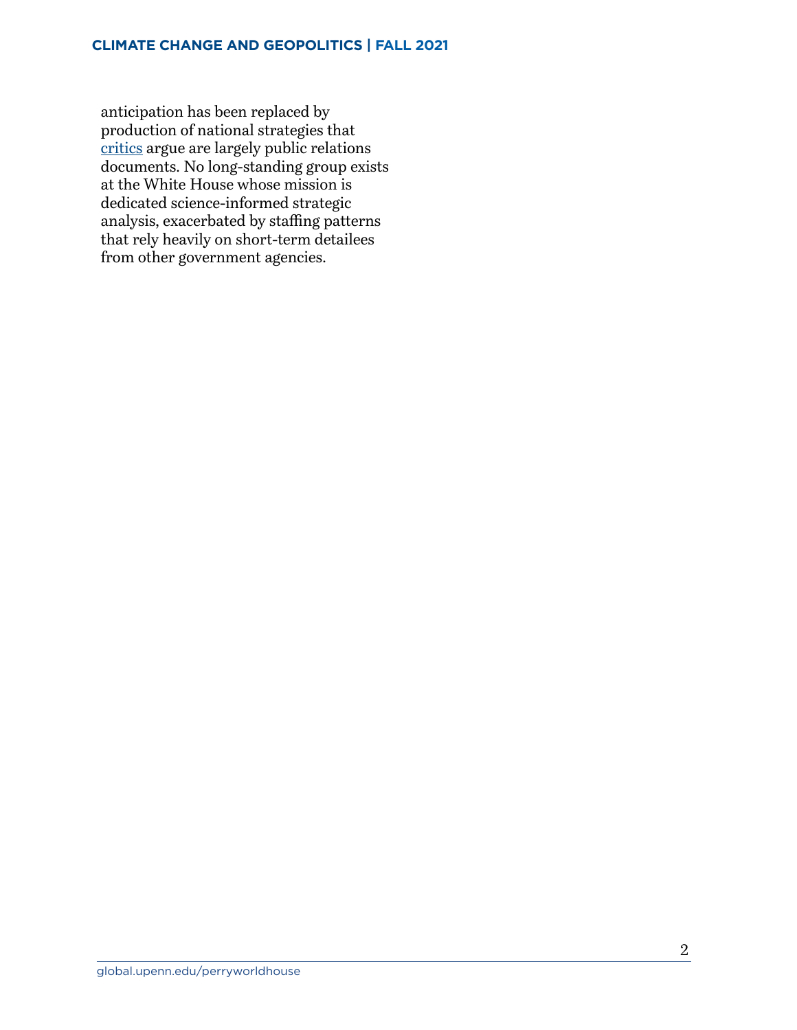anticipation has been replaced by production of national strategies that critics argue are largely public relations documents. No long-standing group exists at the White House whose mission is dedicated science-informed strategic analysis, exacerbated by staffing patterns that rely heavily on short-term detailees from other government agencies.